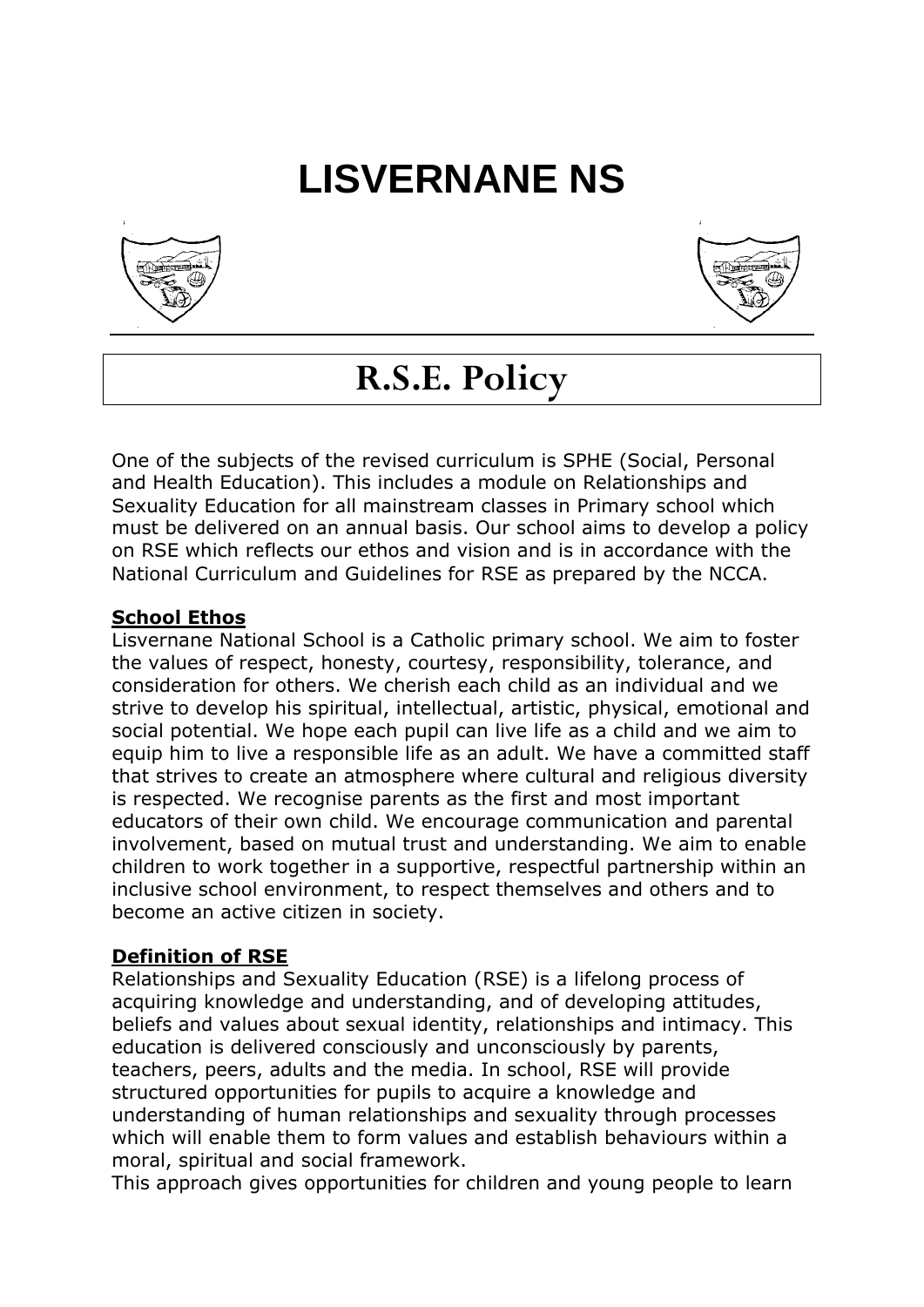# LISVERNANE NS

## R.S.E. Policy

One of the subjects of the revised curriculum is SPHE (Social, Personal and Health Education). This includes a module on Relationships and Sexuality Education for all mainstream classes in Primary school which must be delivered on an annual basis. Our school aims to develop a policy on RSE which reflects our ethos and vision and is in accordance with the National Curriculum and Guidelines for RSE as prepared by the NCCA.

**School Ethos**

Lisvernane National School is a Catholic primary school. We aim to foster the values of respect, honesty, courtesy, responsibility, tolerance, and consideration for others. We cherish each child as an individual and we strive to develop his spiritual, intellectual, artistic, physical, emotional and social potential. We hope each pupil can live life as a child and we aim to equip him to live a responsible life as an adult. We have a committed staff that strives to create an atmosphere where cultural and religious diversity is respected. We recognise parents as the first and most important educators of their own child. We encourage communication and parental involvement, based on mutual trust and understanding. We aim to enable children to work together in a supportive, respectful partnership within an inclusive school environment, to respect themselves and others and to become an active citizen in society.

**Definition of RSE**

Relationships and Sexuality Education (RSE) is a lifelong process of acquiring knowledge and understanding, and of developing attitudes, beliefs and values about sexual identity, relationships and intimacy. This education is delivered consciously and unconsciously by parents, teachers, peers, adults and the media. In school, RSE will provide structured opportunities for pupils to acquire a knowledge and understanding of human relationships and sexuality through processes which will enable them to form values and establish behaviours within a moral, spiritual and social framework.

This approach gives opportunities for children and young people to learn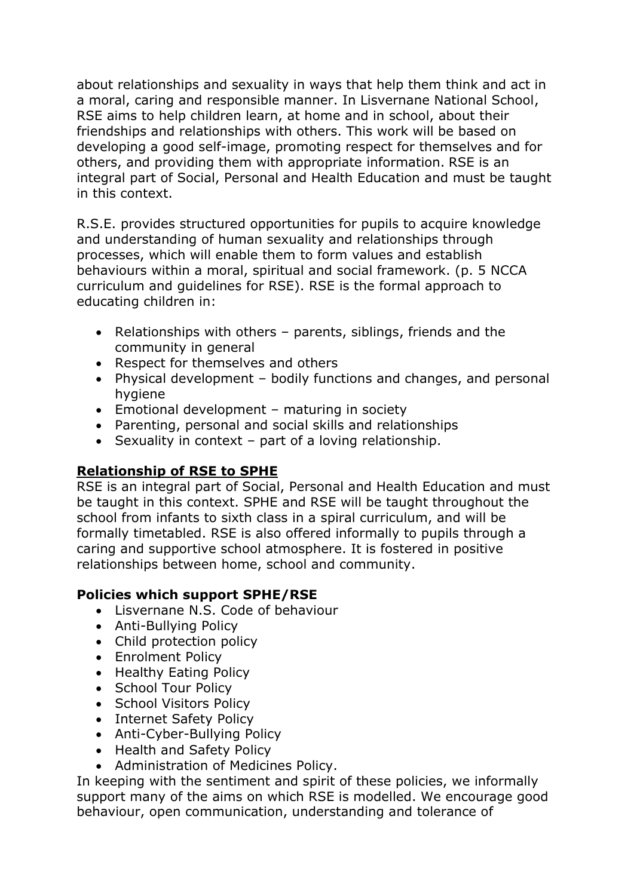about relationships and sexuality in ways that help them think and act in a moral, caring and responsible manner. In Lisvernane National School, RSE aims to help children learn, at home and in school, about their friendships and relationships with others. This work will be based on developing a good self-image, promoting respect for themselves and for others, and providing them with appropriate information. RSE is an integral part of Social, Personal and Health Education and must be taught in this context.

R.S.E. provides structured opportunities for pupils to acquire knowledge and understanding of human sexuality and relationships through processes, which will enable them to form values and establish behaviours within a moral, spiritual and social framework. (p. 5 NCCA curriculum and guidelines for RSE). RSE is the formal approach to educating children in:

- Relationships with others – parents, siblings, friends and the community in general
- Respect for themselves and others
- Physical development – bodily functions and changes, and personal hygiene
- Emotional development – maturing in society
- Parenting, personal and social skills and relationships
- Sexuality in context – part of a loving relationship.

## Relationship of RSE to SPHE

RSE is an integral part of Social, Personal and Health Education and must be taught in this context. SPHE and RSE will be taught throughout the school from infants to sixth class in a spiral curriculum, and will be formally timetabled. RSE is also offered informally to pupils through a caring and supportive school atmosphere. It is fostered in positive relationships between home, school and community.

## Policies which support SPHE/RSE

- Lisvernane N.S. Code of behaviour
- Anti-Bullying Policy
- Child protection policy
- Enrolment Policy
- Healthy Eating Policy
- School Tour Policy
- School Visitors Policy
- Internet Safety Policy
- Anti-Cyber-Bullying Policy
- Health and Safety Policy
- Administration of Medicines Policy.

In keeping with the sentiment and spirit of these policies, we informally support many of the aims on which RSE is modelled. We encourage good behaviour, open communication, understanding and tolerance of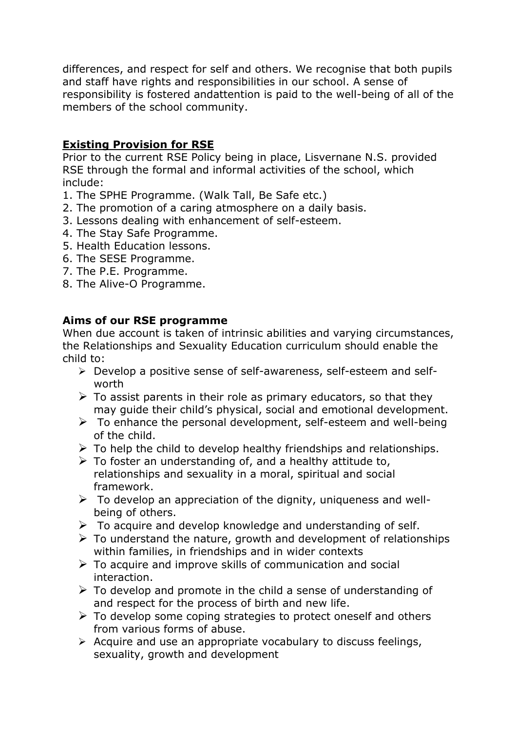differences, and respect for self and others. We recognise that both pupils and staff have rights and responsibilities in our school. A sense of responsibility is fostered andattention is paid to the well-being of all of the members of the school community.

## Existing Provision for RSE

Prior to the current RSE Policy being in place, Lisvernane N.S. provided RSE through the formal and informal activities of the school, which include:

1. The SPHE Programme. (Walk Tall, Be Safe etc.)
2. The promotion of a caring atmosphere on a daily basis.
3. Lessons dealing with enhancement of self-esteem.
4. The Stay Safe Programme.
5. Health Education lessons.
6. The SESE Programme.
7. The P.E. Programme.
8. The Alive-O Programme.

## Aims of our RSE programme

When due account is taken of intrinsic abilities and varying circumstances, the Relationships and Sexuality Education curriculum should enable the child to:

- Develop a positive sense of self-awareness, self-esteem and self-worth
- To assist parents in their role as primary educators, so that they may guide their child's physical, social and emotional development.
- To enhance the personal development, self-esteem and well-being of the child.
- To help the child to develop healthy friendships and relationships.
- To foster an understanding of, and a healthy attitude to, relationships and sexuality in a moral, spiritual and social framework.
- To develop an appreciation of the dignity, uniqueness and well-being of others.
- To acquire and develop knowledge and understanding of self.
- To understand the nature, growth and development of relationships within families, in friendships and in wider contexts
- To acquire and improve skills of communication and social interaction.
- To develop and promote in the child a sense of understanding of and respect for the process of birth and new life.
- To develop some coping strategies to protect oneself and others from various forms of abuse.
- Acquire and use an appropriate vocabulary to discuss feelings, sexuality, growth and development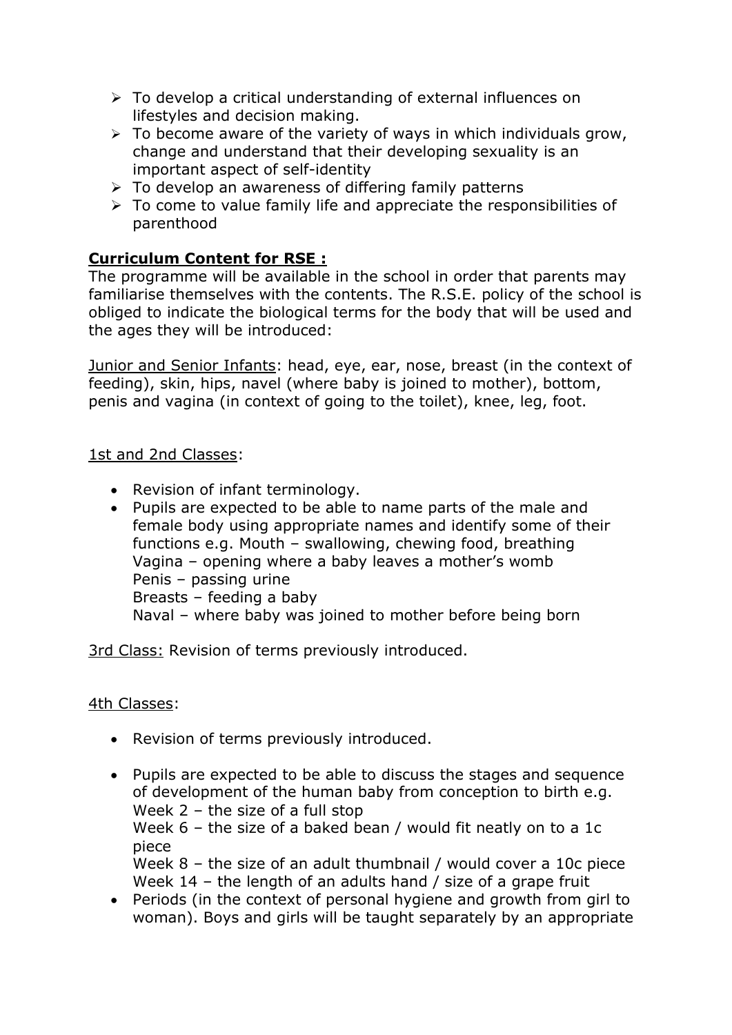- To develop a critical understanding of external influences on lifestyles and decision making.
- To become aware of the variety of ways in which individuals grow, change and understand that their developing sexuality is an important aspect of self-identity
- To develop an awareness of differing family patterns
- To come to value family life and appreciate the responsibilities of parenthood

**Curriculum Content for RSE :**

The programme will be available in the school in order that parents may familiarise themselves with the contents. The R.S.E. policy of the school is obliged to indicate the biological terms for the body that will be used and the ages they will be introduced:

Junior and Senior Infants: head, eye, ear, nose, breast (in the context of feeding), skin, hips, navel (where baby is joined to mother), bottom, penis and vagina (in context of going to the toilet), knee, leg, foot.

1st and 2nd Classes:

- Revision of infant terminology.
- Pupils are expected to be able to name parts of the male and female body using appropriate names and identify some of their functions e.g. Mouth – swallowing, chewing food, breathing
  Vagina – opening where a baby leaves a mother's womb
  Penis – passing urine
  Breasts – feeding a baby
  Naval – where baby was joined to mother before being born

3rd Class: Revision of terms previously introduced.

4th Classes:

- Revision of terms previously introduced.
- Pupils are expected to be able to discuss the stages and sequence of development of the human baby from conception to birth e.g.
  Week 2 – the size of a full stop
  Week 6 – the size of a baked bean / would fit neatly on to a 1c piece
  Week 8 – the size of an adult thumbnail / would cover a 10c piece
  Week 14 – the length of an adults hand / size of a grape fruit
- Periods (in the context of personal hygiene and growth from girl to woman). Boys and girls will be taught separately by an appropriate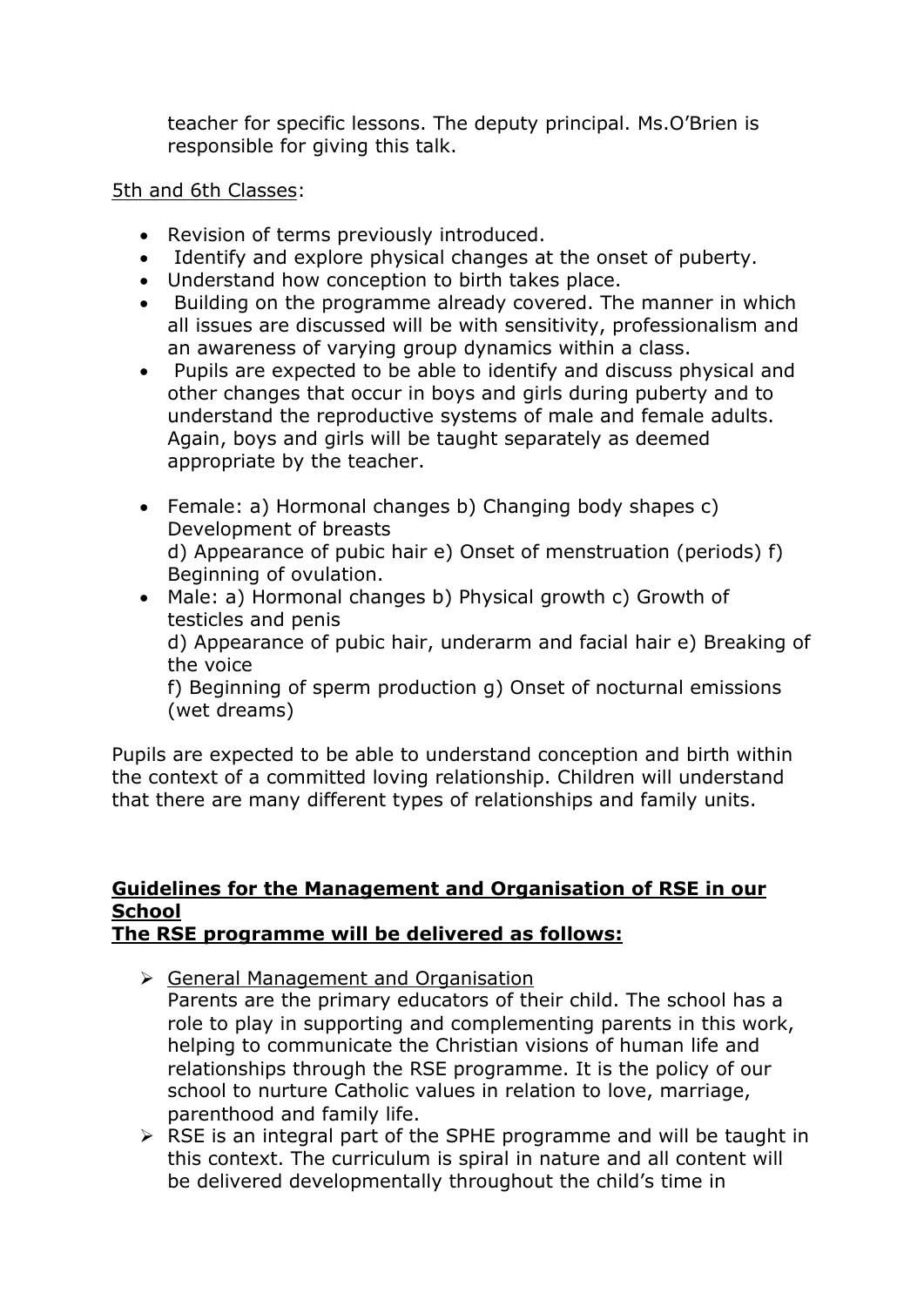teacher for specific lessons. The deputy principal. Ms.O'Brien is responsible for giving this talk.

5th and 6th Classes:

- Revision of terms previously introduced.
- Identify and explore physical changes at the onset of puberty.
- Understand how conception to birth takes place.
- Building on the programme already covered. The manner in which all issues are discussed will be with sensitivity, professionalism and an awareness of varying group dynamics within a class.
- Pupils are expected to be able to identify and discuss physical and other changes that occur in boys and girls during puberty and to understand the reproductive systems of male and female adults. Again, boys and girls will be taught separately as deemed appropriate by the teacher.

- Female: a) Hormonal changes b) Changing body shapes c) Development of breasts
  d) Appearance of pubic hair e) Onset of menstruation (periods) f) Beginning of ovulation.
- Male: a) Hormonal changes b) Physical growth c) Growth of testicles and penis
  d) Appearance of pubic hair, underarm and facial hair e) Breaking of the voice
  f) Beginning of sperm production g) Onset of nocturnal emissions (wet dreams)

Pupils are expected to be able to understand conception and birth within the context of a committed loving relationship. Children will understand that there are many different types of relationships and family units.

## Guidelines for the Management and Organisation of RSE in our School
## The RSE programme will be delivered as follows:

- General Management and Organisation
  Parents are the primary educators of their child. The school has a role to play in supporting and complementing parents in this work, helping to communicate the Christian visions of human life and relationships through the RSE programme. It is the policy of our school to nurture Catholic values in relation to love, marriage, parenthood and family life.
- RSE is an integral part of the SPHE programme and will be taught in this context. The curriculum is spiral in nature and all content will be delivered developmentally throughout the child's time in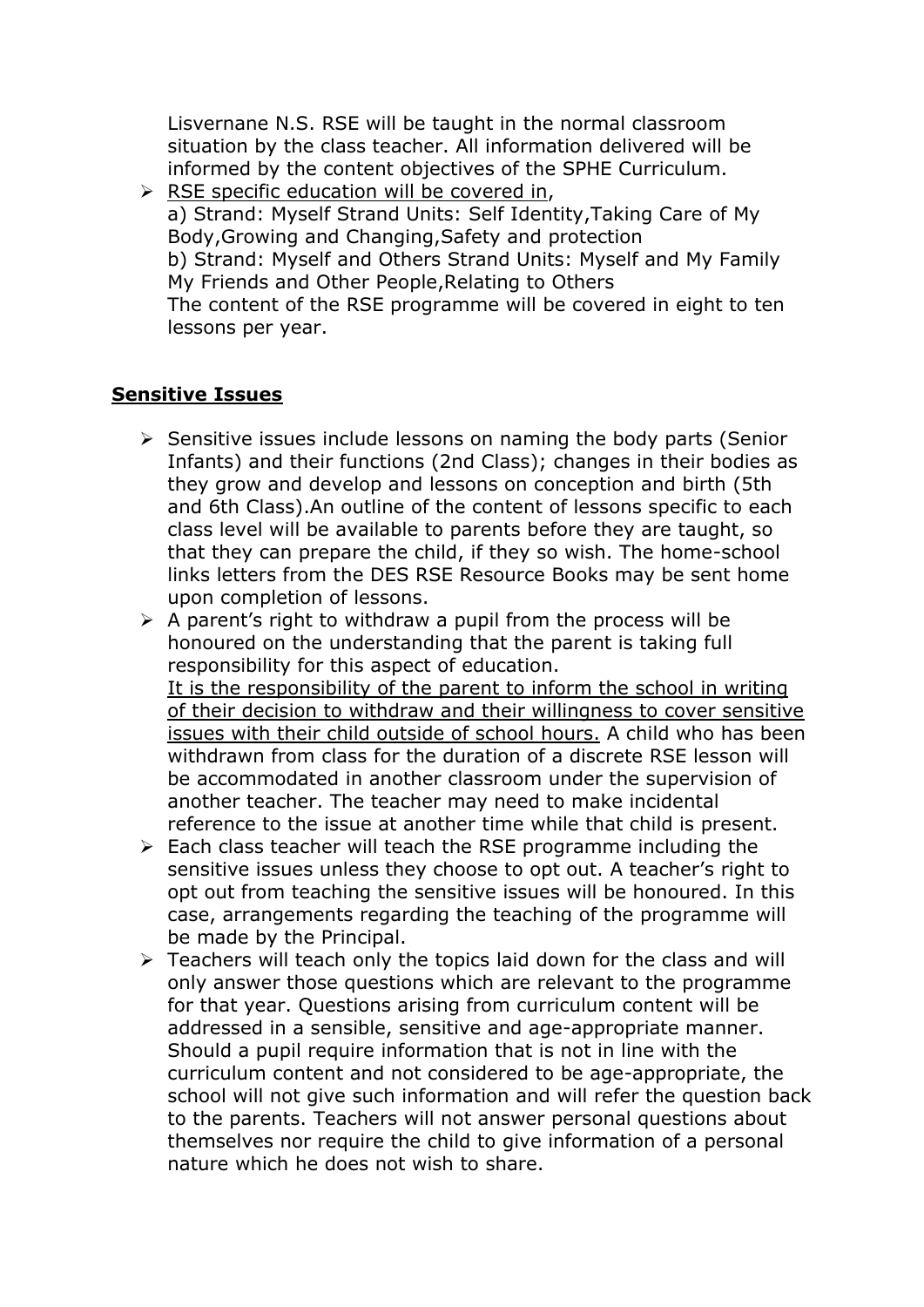Lisvernane N.S. RSE will be taught in the normal classroom situation by the class teacher. All information delivered will be informed by the content objectives of the SPHE Curriculum.

- RSE specific education will be covered in,
  a) Strand: Myself Strand Units: Self Identity,Taking Care of My Body,Growing and Changing,Safety and protection
  b) Strand: Myself and Others Strand Units: Myself and My Family My Friends and Other People,Relating to Others
  The content of the RSE programme will be covered in eight to ten lessons per year.

## **Sensitive Issues**

- Sensitive issues include lessons on naming the body parts (Senior Infants) and their functions (2nd Class); changes in their bodies as they grow and develop and lessons on conception and birth (5th and 6th Class).An outline of the content of lessons specific to each class level will be available to parents before they are taught, so that they can prepare the child, if they so wish. The home-school links letters from the DES RSE Resource Books may be sent home upon completion of lessons.
- A parent's right to withdraw a pupil from the process will be honoured on the understanding that the parent is taking full responsibility for this aspect of education.
  It is the responsibility of the parent to inform the school in writing of their decision to withdraw and their willingness to cover sensitive issues with their child outside of school hours. A child who has been withdrawn from class for the duration of a discrete RSE lesson will be accommodated in another classroom under the supervision of another teacher. The teacher may need to make incidental reference to the issue at another time while that child is present.
- Each class teacher will teach the RSE programme including the sensitive issues unless they choose to opt out. A teacher's right to opt out from teaching the sensitive issues will be honoured. In this case, arrangements regarding the teaching of the programme will be made by the Principal.
- Teachers will teach only the topics laid down for the class and will only answer those questions which are relevant to the programme for that year. Questions arising from curriculum content will be addressed in a sensible, sensitive and age-appropriate manner. Should a pupil require information that is not in line with the curriculum content and not considered to be age-appropriate, the school will not give such information and will refer the question back to the parents. Teachers will not answer personal questions about themselves nor require the child to give information of a personal nature which he does not wish to share.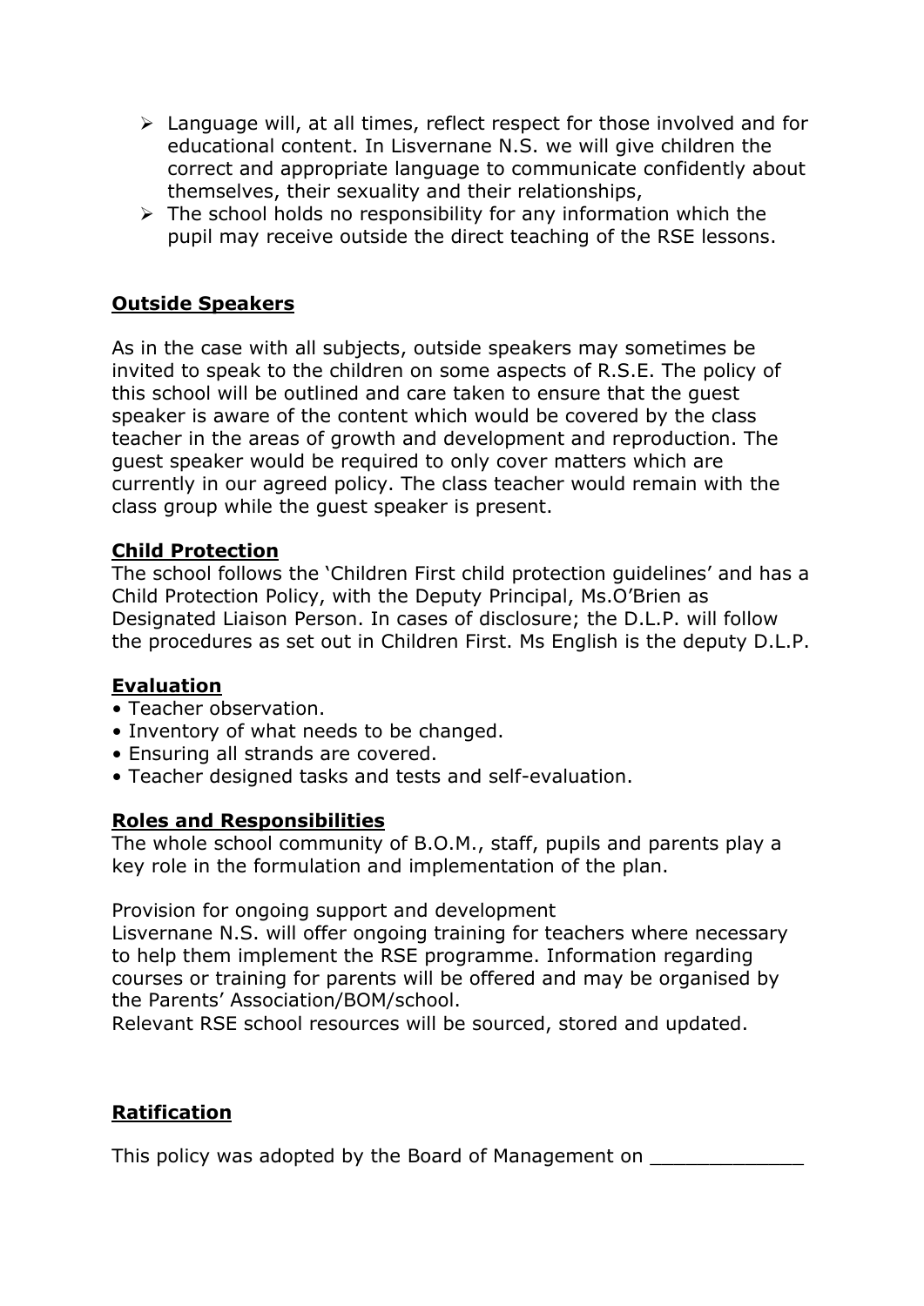- Language will, at all times, reflect respect for those involved and for educational content. In Lisvernane N.S. we will give children the correct and appropriate language to communicate confidently about themselves, their sexuality and their relationships,
- The school holds no responsibility for any information which the pupil may receive outside the direct teaching of the RSE lessons.

## Outside Speakers

As in the case with all subjects, outside speakers may sometimes be invited to speak to the children on some aspects of R.S.E. The policy of this school will be outlined and care taken to ensure that the guest speaker is aware of the content which would be covered by the class teacher in the areas of growth and development and reproduction. The guest speaker would be required to only cover matters which are currently in our agreed policy. The class teacher would remain with the class group while the guest speaker is present.

## Child Protection

The school follows the 'Children First child protection guidelines' and has a Child Protection Policy, with the Deputy Principal, Ms.O'Brien as Designated Liaison Person. In cases of disclosure; the D.L.P. will follow the procedures as set out in Children First. Ms English is the deputy D.L.P.

## Evaluation

- Teacher observation.
- Inventory of what needs to be changed.
- Ensuring all strands are covered.
- Teacher designed tasks and tests and self-evaluation.

## Roles and Responsibilities

The whole school community of B.O.M., staff, pupils and parents play a key role in the formulation and implementation of the plan.

Provision for ongoing support and development
Lisvernane N.S. will offer ongoing training for teachers where necessary to help them implement the RSE programme. Information regarding courses or training for parents will be offered and may be organised by the Parents' Association/BOM/school.
Relevant RSE school resources will be sourced, stored and updated.

## Ratification

This policy was adopted by the Board of Management on _____________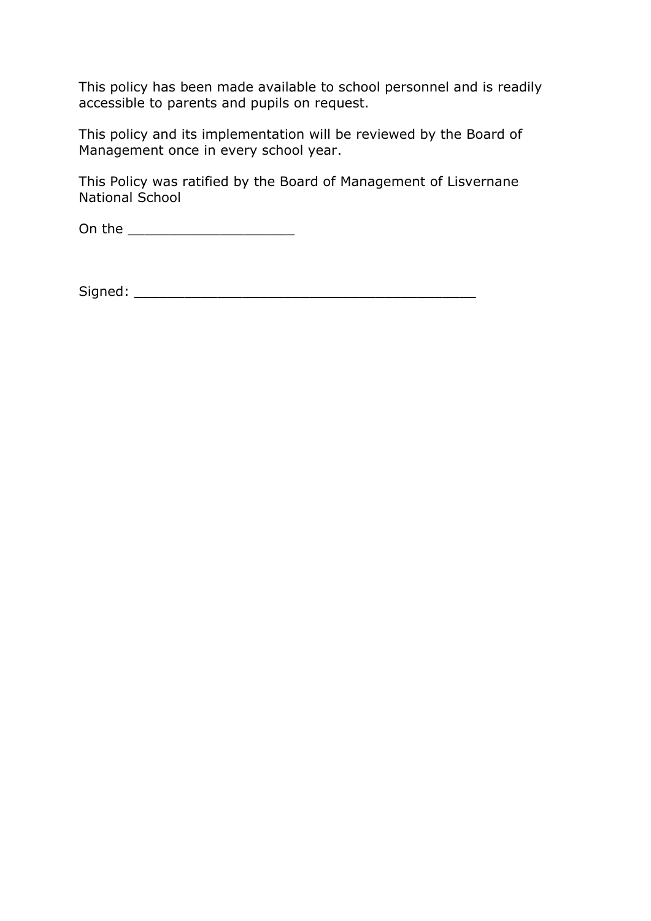This policy has been made available to school personnel and is readily accessible to parents and pupils on request.

This policy and its implementation will be reviewed by the Board of Management once in every school year.

This Policy was ratified by the Board of Management of Lisvernane National School

On the ____________________

Signed: ________________________________________